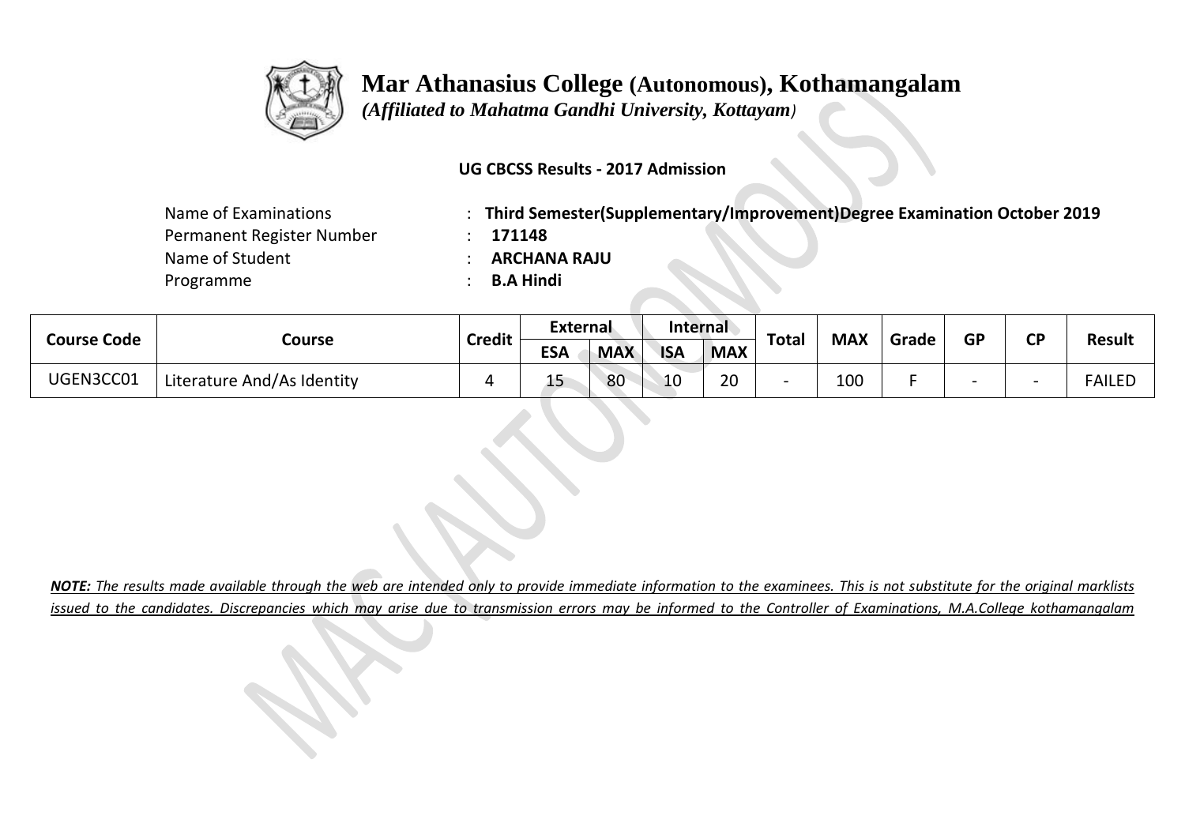# Mar Athanasius College (Autonomous), Kothamangalam

*(Affiliated to Mahatma Gandhi University, Kottayam)*

**UG CBCSS Results - 2017 Admission**

| | | |
|---|---|---|
| Name of Examinations | : | **Third Semester(Supplementary/Improvement)Degree Examination October 2019** |
| Permanent Register Number | : | **171148** |
| Name of Student | : | **ARCHANA RAJU** |
| Programme | : | **B.A Hindi** |

| Course Code | Course | Credit | External | | Internal | | Total | MAX | Grade | GP | CP | Result |
|---|---|---|---|---|---|---|---|---|---|---|---|---|
| | | | ESA | MAX | ISA | MAX | | | | | | |
| UGEN3CC01 | Literature And/As Identity | 4 | 15 | 80 | 10 | 20 | - | 100 | F | - | - | FAILED |

***NOTE:*** *The results made available through the web are intended only to provide immediate information to the examinees. This is not substitute for the original marklists issued to the candidates. Discrepancies which may arise due to transmission errors may be informed to the Controller of Examinations, M.A.College kothamangalam*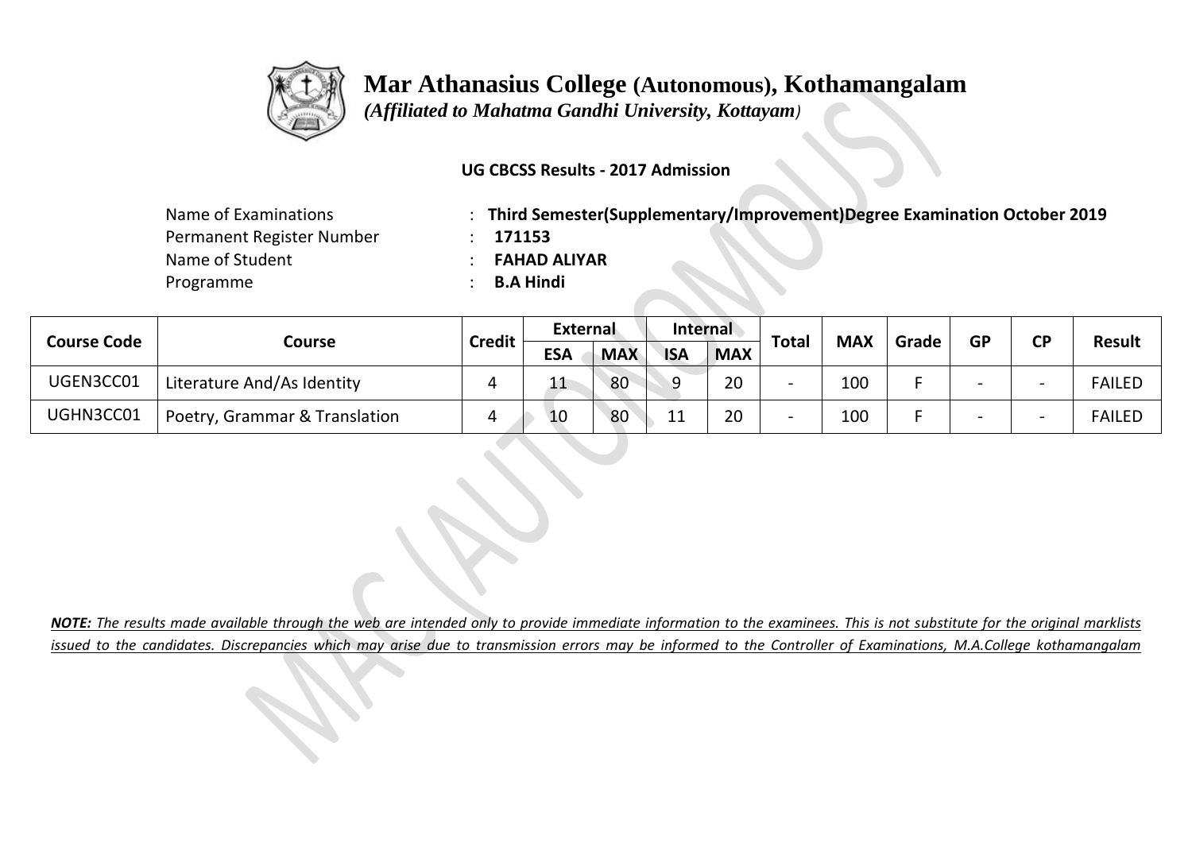# Mar Athanasius College (Autonomous), Kothamangalam

*(Affiliated to Mahatma Gandhi University, Kottayam)*

**UG CBCSS Results - 2017 Admission**

| | | |
|---|---|---|
| Name of Examinations | : | **Third Semester(Supplementary/Improvement)Degree Examination October 2019** |
| Permanent Register Number | : | **171153** |
| Name of Student | : | **FAHAD ALIYAR** |
| Programme | : | **B.A Hindi** |

| Course Code | Course | Credit | External | | Internal | | Total | MAX | Grade | GP | CP | Result |
|---|---|---|---|---|---|---|---|---|---|---|---|---|
| | | | ESA | MAX | ISA | MAX | | | | | | |
| UGEN3CC01 | Literature And/As Identity | 4 | 11 | 80 | 9 | 20 | - | 100 | F | - | - | FAILED |
| UGHN3CC01 | Poetry, Grammar & Translation | 4 | 10 | 80 | 11 | 20 | - | 100 | F | - | - | FAILED |

***NOTE:*** *The results made available through the web are intended only to provide immediate information to the examinees. This is not substitute for the original marklists issued to the candidates. Discrepancies which may arise due to transmission errors may be informed to the Controller of Examinations, M.A.College kothamangalam*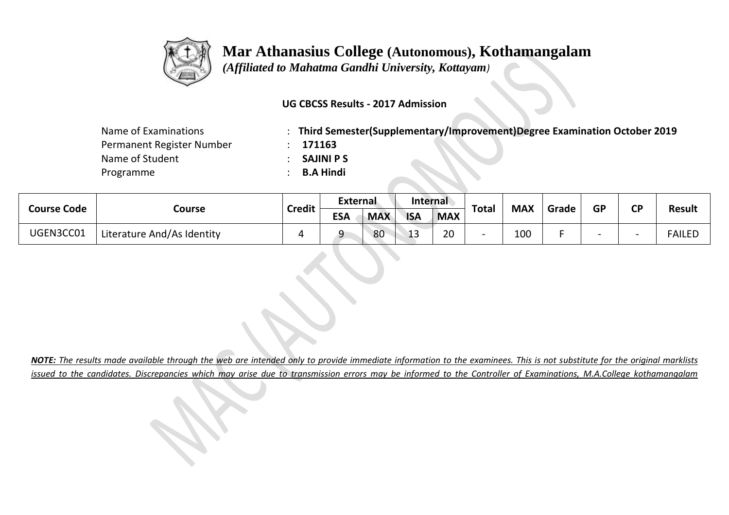# Mar Athanasius College (Autonomous), Kothamangalam

*(Affiliated to Mahatma Gandhi University, Kottayam)*

**UG CBCSS Results - 2017 Admission**

Name of Examinations : **Third Semester(Supplementary/Improvement)Degree Examination October 2019**
Permanent Register Number : **171163**
Name of Student : **SAJINI P S**
Programme : **B.A Hindi**

| Course Code | Course | Credit | External | | Internal | | Total | MAX | Grade | GP | CP | Result |
|---|---|---|---|---|---|---|---|---|---|---|---|---|
| | | | ESA | MAX | ISA | MAX | | | | | | |
| UGEN3CC01 | Literature And/As Identity | 4 | 9 | 80 | 13 | 20 | - | 100 | F | - | - | FAILED |

***NOTE:** The results made available through the web are intended only to provide immediate information to the examinees. This is not substitute for the original marklists issued to the candidates. Discrepancies which may arise due to transmission errors may be informed to the Controller of Examinations, M.A.College kothamangalam*